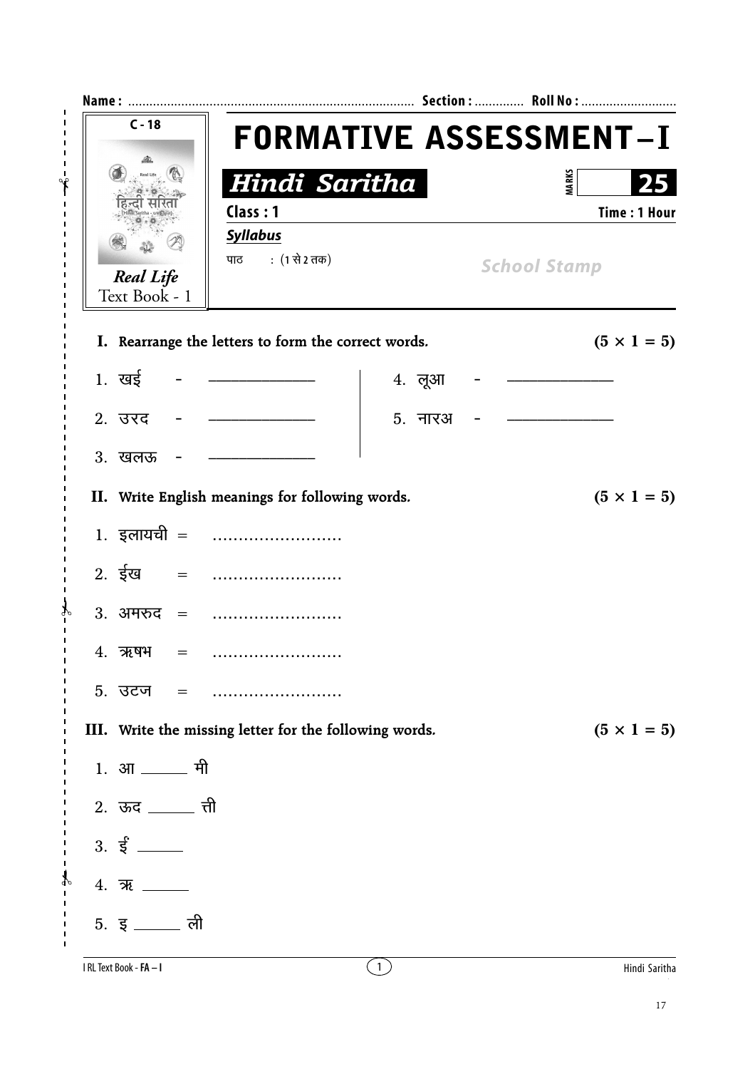Name : ................................................................................. Section : ............. Roll No : ...........................

C - 18

Real Life
Text Book - 1

# FORMATIVE ASSESSMENT – I

## Hindi Saritha

MARKS 25

Class : 1

Time : 1 Hour

***Syllabus***

पाठ : (1 से 2 तक)

*School Stamp*

**I. Rearrange the letters to form the correct words.** **(5 × 1 = 5)**

1. खई - ______________
2. उरद - ______________
3. खलऊ - ______________
4. लूआ - ______________
5. नारअ - ______________

**II. Write English meanings for following words.** **(5 × 1 = 5)**

1. इलायची = .........................
2. ईख = .........................
3. अमरुद = .........................
4. ऋषभ = .........................
5. उटज = .........................

**III. Write the missing letter for the following words.** **(5 × 1 = 5)**

1. आ ______ मी
2. ऊद ______ त्ती
3. ई ______
4. ऋ ______
5. इ ______ ली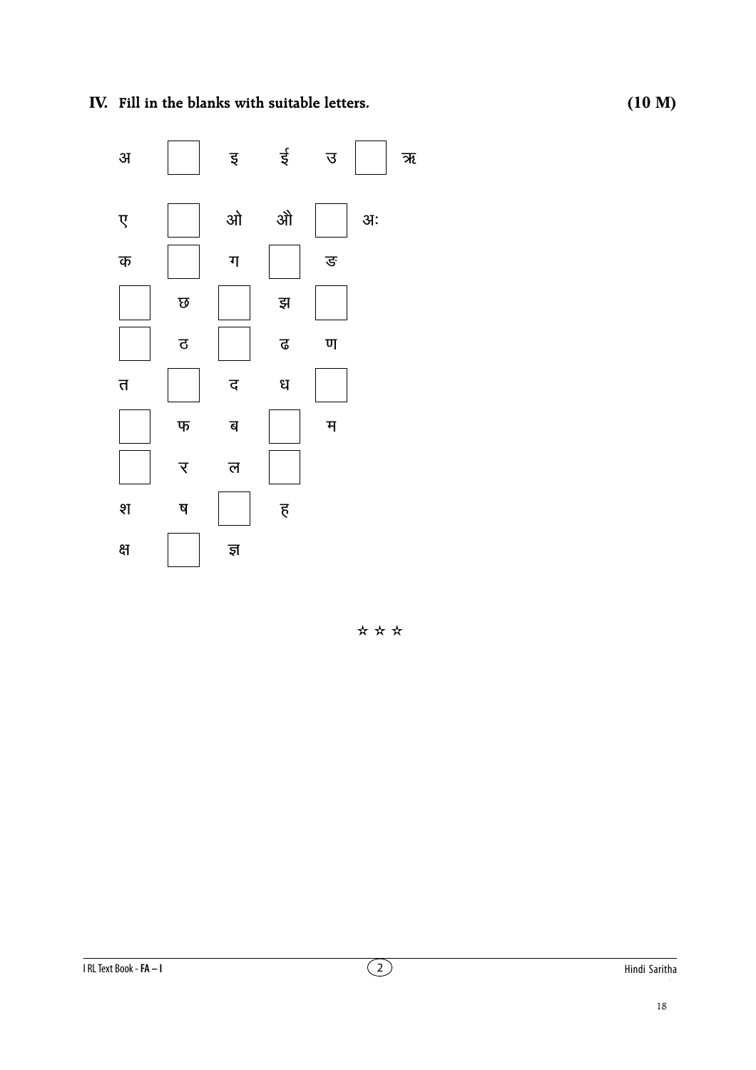**IV. Fill in the blanks with suitable letters. (10 M)**

| | | | | | | |
|---|---|---|---|---|---|---|
| अ | ☐ | इ | ई | उ | ☐ | ऋ |
| ए | ☐ | ओ | औ | ☐ | अः | |
| क | ☐ | ग | ☐ | ङ | | |
| ☐ | छ | ☐ | झ | ☐ | | |
| ☐ | ठ | ☐ | ढ | ण | | |
| त | ☐ | द | ध | ☐ | | |
| ☐ | फ | ब | ☐ | म | | |
| ☐ | र | ल | ☐ | | | |
| श | ष | ☐ | ह | | | |
| क्ष | ☐ | ज्ञ | | | | |

☆ ☆ ☆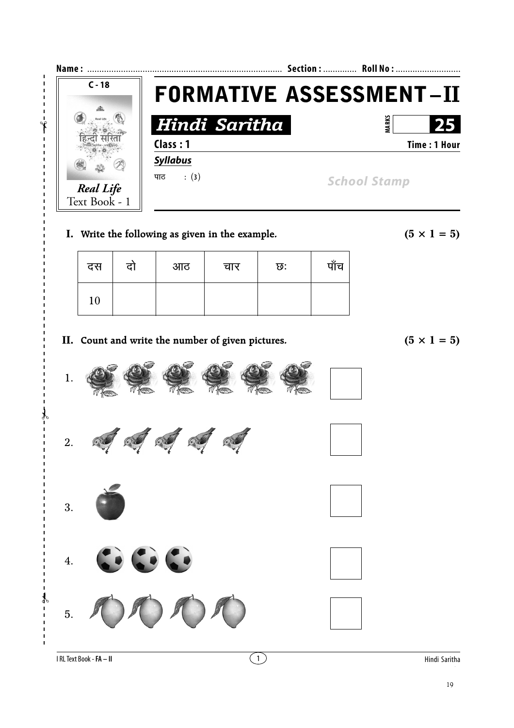Name : ................................................................................ Section : ............. Roll No : ...........................

C - 18

*Real Life*
Text Book - 1

# FORMATIVE ASSESSMENT – II

## *Hindi Saritha*

MARKS 25

**Class : 1** **Time : 1 Hour**

***Syllabus***

पाठ : (3)

*School Stamp*

**I. Write the following as given in the example.** **(5 × 1 = 5)**

| दस | दो | आठ | चार | छः | पाँच |
|---|---|---|---|---|---|
| 10 | | | | | |

**II. Count and write the number of given pictures.** **(5 × 1 = 5)**

1. ☐

2. ☐

3. ☐

4. ☐

5. ☐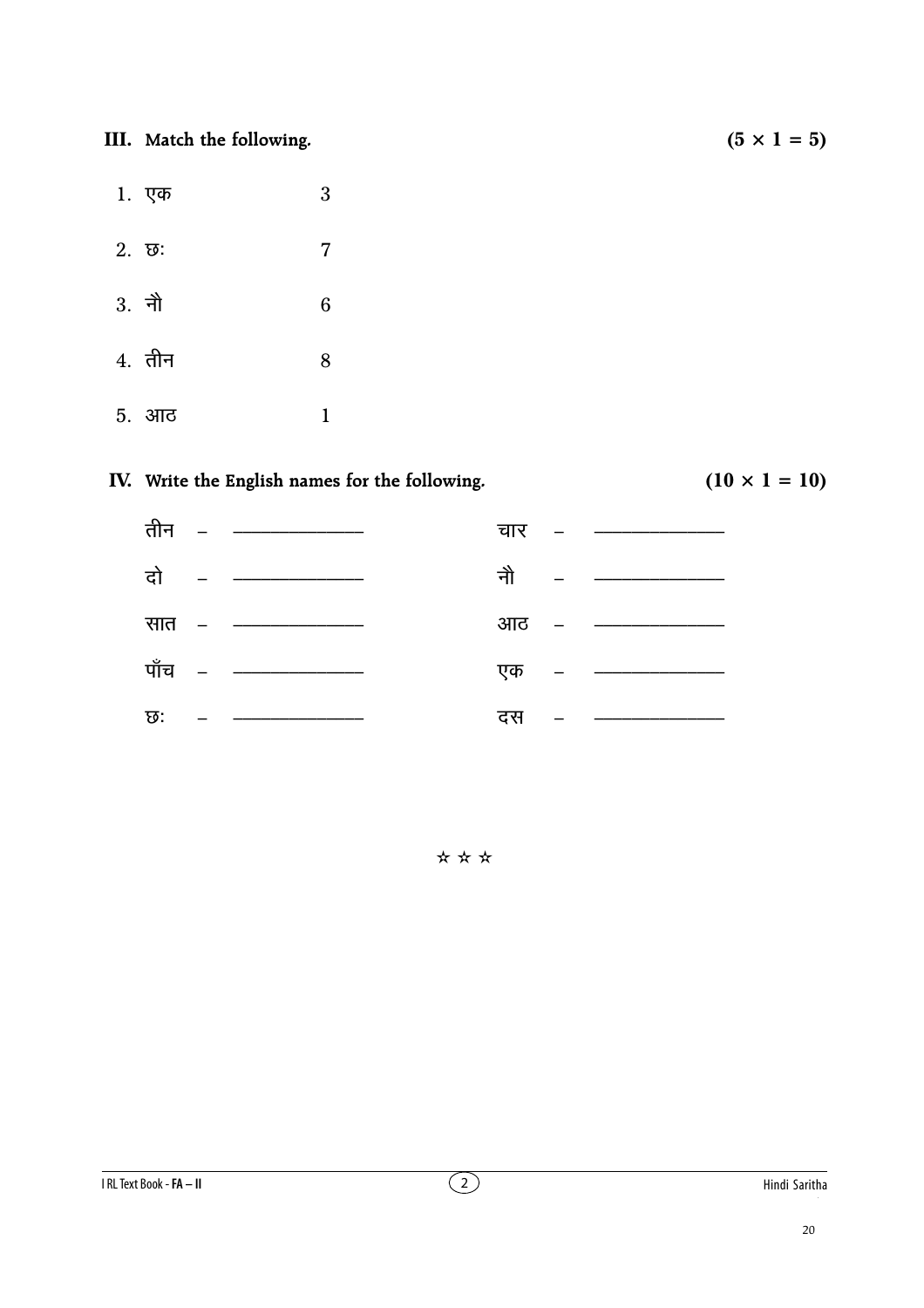## III. Match the following. (5 × 1 = 5)

| | |
|---|---|
| 1. एक | 3 |
| 2. छ: | 7 |
| 3. नौ | 6 |
| 4. तीन | 8 |
| 5. आठ | 1 |

## IV. Write the English names for the following. (10 × 1 = 10)

| | | | |
|---|---|---|---|
| तीन – | ____________ | चार – | ____________ |
| दो – | ____________ | नौ – | ____________ |
| सात – | ____________ | आठ – | ____________ |
| पाँच – | ____________ | एक – | ____________ |
| छ: – | ____________ | दस – | ____________ |

☆ ☆ ☆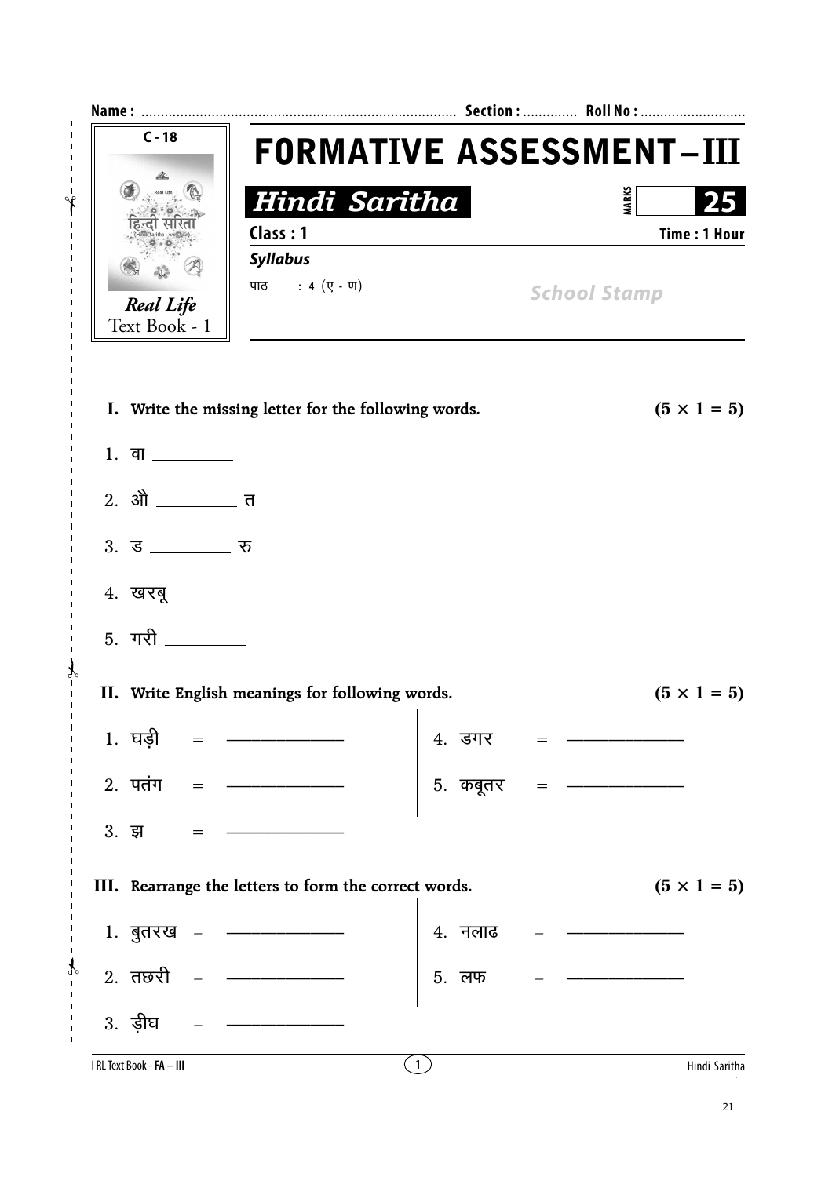Name : ................................................................................ Section : ............. Roll No : ...........................

C - 18

*Real Life*
Text Book - 1

# FORMATIVE ASSESSMENT – III

## *Hindi Saritha*

MARKS 25

**Class : 1** **Time : 1 Hour**

***Syllabus***

पाठ : 4 (ए - ण)

*School Stamp*

**I. Write the missing letter for the following words.** **(5 × 1 = 5)**

1. वा __________
2. औ __________ त
3. ड __________ रु
4. खरबू __________
5. गरी __________

**II. Write English meanings for following words.** **(5 × 1 = 5)**

1. घड़ी = ______________
2. पतंग = ______________
3. झ = ______________
4. डगर = ______________
5. कबूतर = ______________

**III. Rearrange the letters to form the correct words.** **(5 × 1 = 5)**

1. बुतरख – ______________
2. तछरी – ______________
3. ड़ीघ – ______________
4. नलाढ – ______________
5. लफ – ______________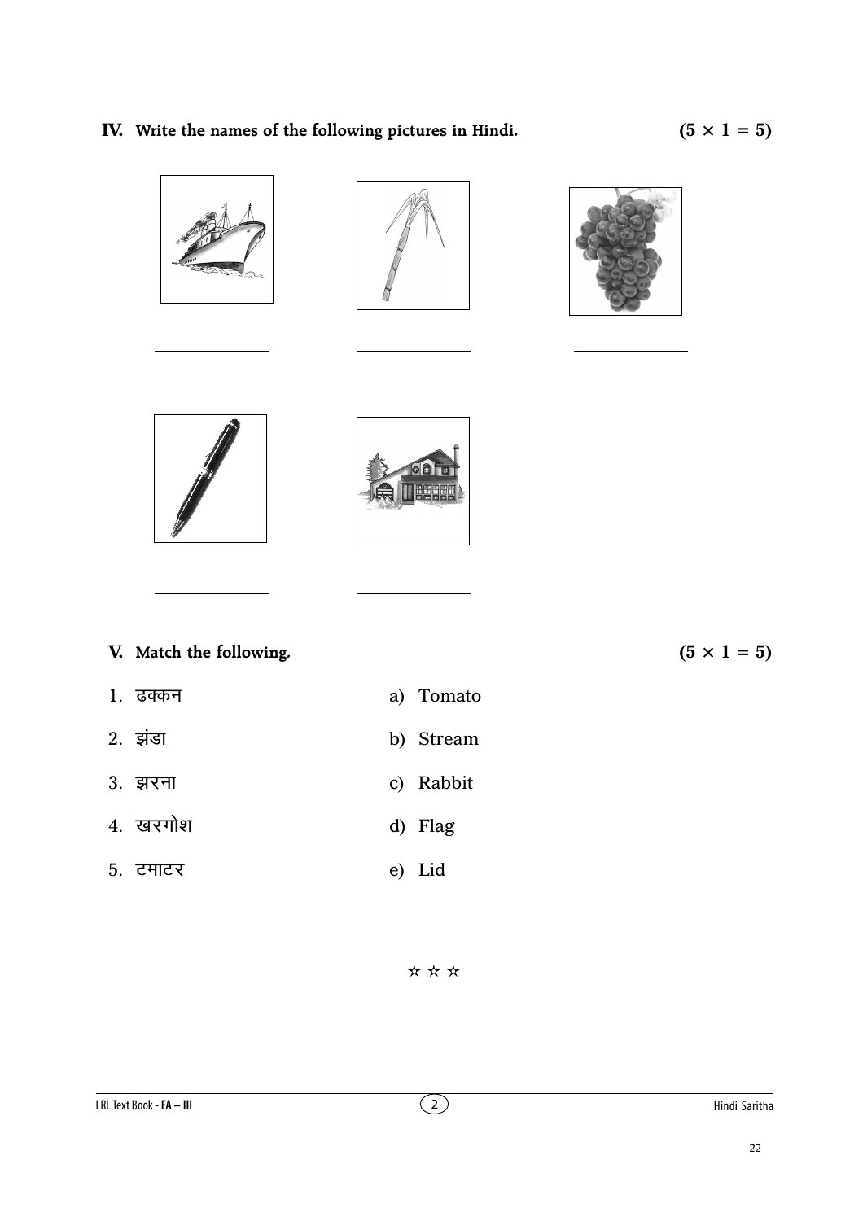**IV. Write the names of the following pictures in Hindi.** **(5 × 1 = 5)**

______________ ______________ ______________

______________ ______________

**V. Match the following.** **(5 × 1 = 5)**

| | |
|---|---|
| 1. ढक्कन | a) Tomato |
| 2. झंडा | b) Stream |
| 3. झरना | c) Rabbit |
| 4. खरगोश | d) Flag |
| 5. टमाटर | e) Lid |

☆ ☆ ☆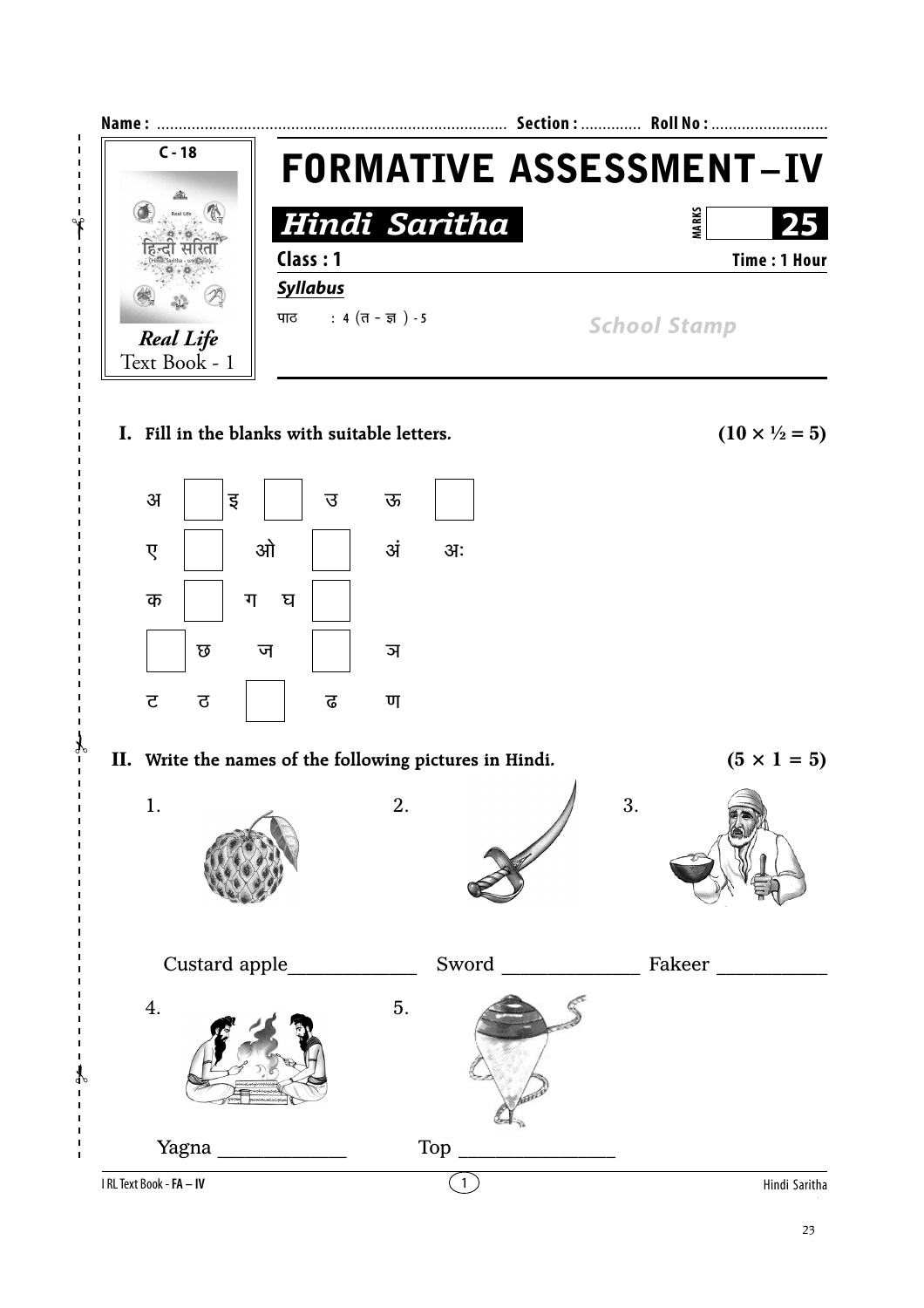Name : ................................................................................ Section : ............. Roll No : ...........................

C - 18

Real Life
Text Book - 1

# FORMATIVE ASSESSMENT – IV

## *Hindi Saritha*

MARKS 25

**Class : 1** **Time : 1 Hour**

***Syllabus***

पाठ : 4 (त - ज्ञ ) - 5

*School Stamp*

**I. Fill in the blanks with suitable letters.** **(10 × ½ = 5)**

| | | | | | | | |
|---|---|---|---|---|---|---|---|
| अ | ☐ | इ | ☐ | उ | ऊ | ☐ | |
| ए | ☐ | ओ | ☐ | अं | अः | | |
| क | ☐ | ग | घ | ☐ | | | |
| ☐ | छ | ज | ☐ | ञ | | | |
| ट | ठ | ☐ | ढ | ण | | | |

**II. Write the names of the following pictures in Hindi.** **(5 × 1 = 5)**

1. Custard apple_____________

2. Sword _____________

3. Fakeer ___________

4. Yagna _____________

5. Top ________________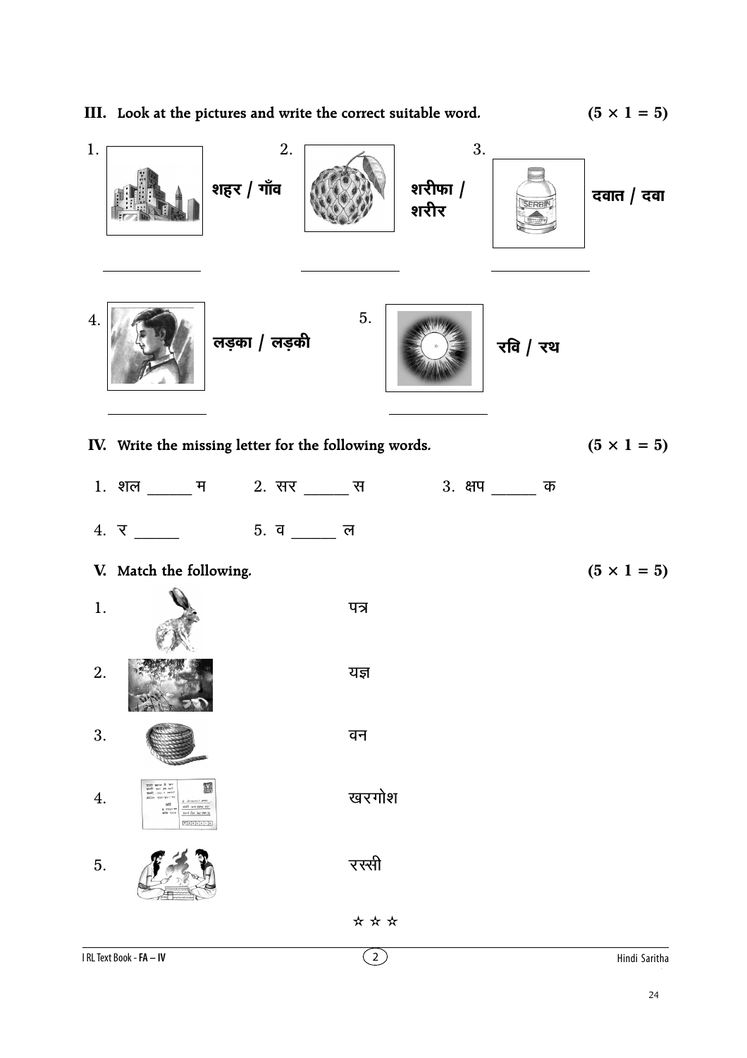### III. Look at the pictures and write the correct suitable word. (5 × 1 = 5)

1. शहर / गाँव ______________
2. शरीफा / शरीर ______________
3. दवात / दवा ______________
4. लड़का / लड़की ______________
5. रवि / रथ ______________

### IV. Write the missing letter for the following words. (5 × 1 = 5)

1. शल ______ म
2. सर ______ स
3. क्षप ______ क
4. र ______
5. व ______ ल

### V. Match the following. (5 × 1 = 5)

1. पत्र
2. यज्ञ
3. वन
4. खरगोश
5. रस्सी

☆ ☆ ☆